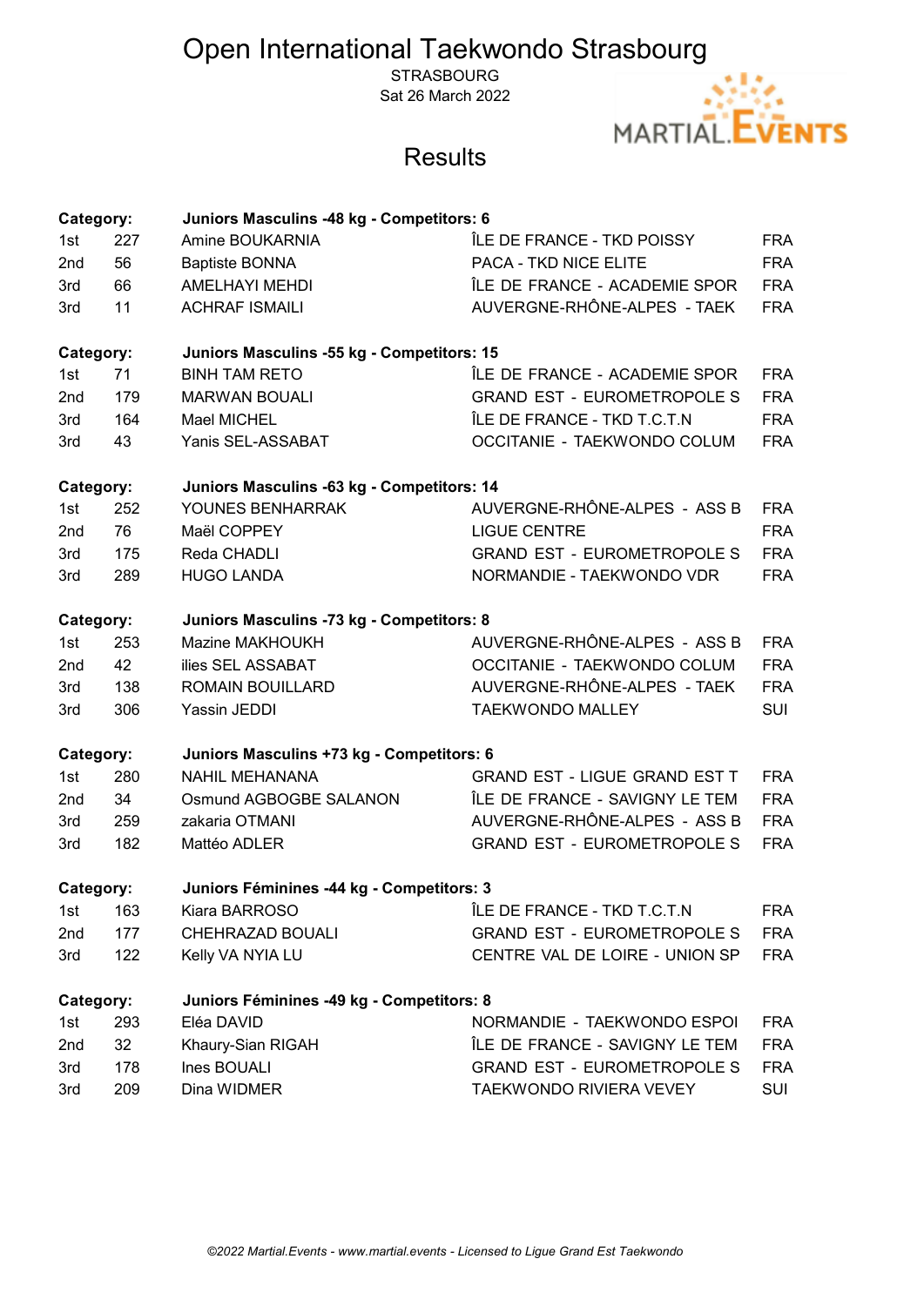# Open International Taekwondo Strasbourg

STRASBOURG

Sat 26 March 2022

MARTIAL.EVENTS

## Results

| Category: | | Juniors Masculins -48 kg - Competitors: 6 | | |
|---|---|---|---|---|
| 1st | 227 | Amine BOUKARNIA | ÎLE DE FRANCE - TKD POISSY | FRA |
| 2nd | 56 | Baptiste BONNA | PACA - TKD NICE ELITE | FRA |
| 3rd | 66 | AMELHAYI MEHDI | ÎLE DE FRANCE - ACADEMIE SPOR | FRA |
| 3rd | 11 | ACHRAF ISMAILI | AUVERGNE-RHÔNE-ALPES - TAEK | FRA |

| Category: | | Juniors Masculins -55 kg - Competitors: 15 | | |
|---|---|---|---|---|
| 1st | 71 | BINH TAM RETO | ÎLE DE FRANCE - ACADEMIE SPOR | FRA |
| 2nd | 179 | MARWAN BOUALI | GRAND EST - EUROMETROPOLE S | FRA |
| 3rd | 164 | Mael MICHEL | ÎLE DE FRANCE - TKD T.C.T.N | FRA |
| 3rd | 43 | Yanis SEL-ASSABAT | OCCITANIE - TAEKWONDO COLUM | FRA |

| Category: | | Juniors Masculins -63 kg - Competitors: 14 | | |
|---|---|---|---|---|
| 1st | 252 | YOUNES BENHARRAK | AUVERGNE-RHÔNE-ALPES - ASS B | FRA |
| 2nd | 76 | Maël COPPEY | LIGUE CENTRE | FRA |
| 3rd | 175 | Reda CHADLI | GRAND EST - EUROMETROPOLE S | FRA |
| 3rd | 289 | HUGO LANDA | NORMANDIE - TAEKWONDO VDR | FRA |

| Category: | | Juniors Masculins -73 kg - Competitors: 8 | | |
|---|---|---|---|---|
| 1st | 253 | Mazine MAKHOUKH | AUVERGNE-RHÔNE-ALPES - ASS B | FRA |
| 2nd | 42 | ilies SEL ASSABAT | OCCITANIE - TAEKWONDO COLUM | FRA |
| 3rd | 138 | ROMAIN BOUILLARD | AUVERGNE-RHÔNE-ALPES - TAEK | FRA |
| 3rd | 306 | Yassin JEDDI | TAEKWONDO MALLEY | SUI |

| Category: | | Juniors Masculins +73 kg - Competitors: 6 | | |
|---|---|---|---|---|
| 1st | 280 | NAHIL MEHANANA | GRAND EST - LIGUE GRAND EST T | FRA |
| 2nd | 34 | Osmund AGBOGBE SALANON | ÎLE DE FRANCE - SAVIGNY LE TEM | FRA |
| 3rd | 259 | zakaria OTMANI | AUVERGNE-RHÔNE-ALPES - ASS B | FRA |
| 3rd | 182 | Mattéo ADLER | GRAND EST - EUROMETROPOLE S | FRA |

| Category: | | Juniors Féminines -44 kg - Competitors: 3 | | |
|---|---|---|---|---|
| 1st | 163 | Kiara BARROSO | ÎLE DE FRANCE - TKD T.C.T.N | FRA |
| 2nd | 177 | CHEHRAZAD BOUALI | GRAND EST - EUROMETROPOLE S | FRA |
| 3rd | 122 | Kelly VA NYIA LU | CENTRE VAL DE LOIRE - UNION SP | FRA |

| Category: | | Juniors Féminines -49 kg - Competitors: 8 | | |
|---|---|---|---|---|
| 1st | 293 | Eléa DAVID | NORMANDIE - TAEKWONDO ESPOI | FRA |
| 2nd | 32 | Khaury-Sian RIGAH | ÎLE DE FRANCE - SAVIGNY LE TEM | FRA |
| 3rd | 178 | Ines BOUALI | GRAND EST - EUROMETROPOLE S | FRA |
| 3rd | 209 | Dina WIDMER | TAEKWONDO RIVIERA VEVEY | SUI |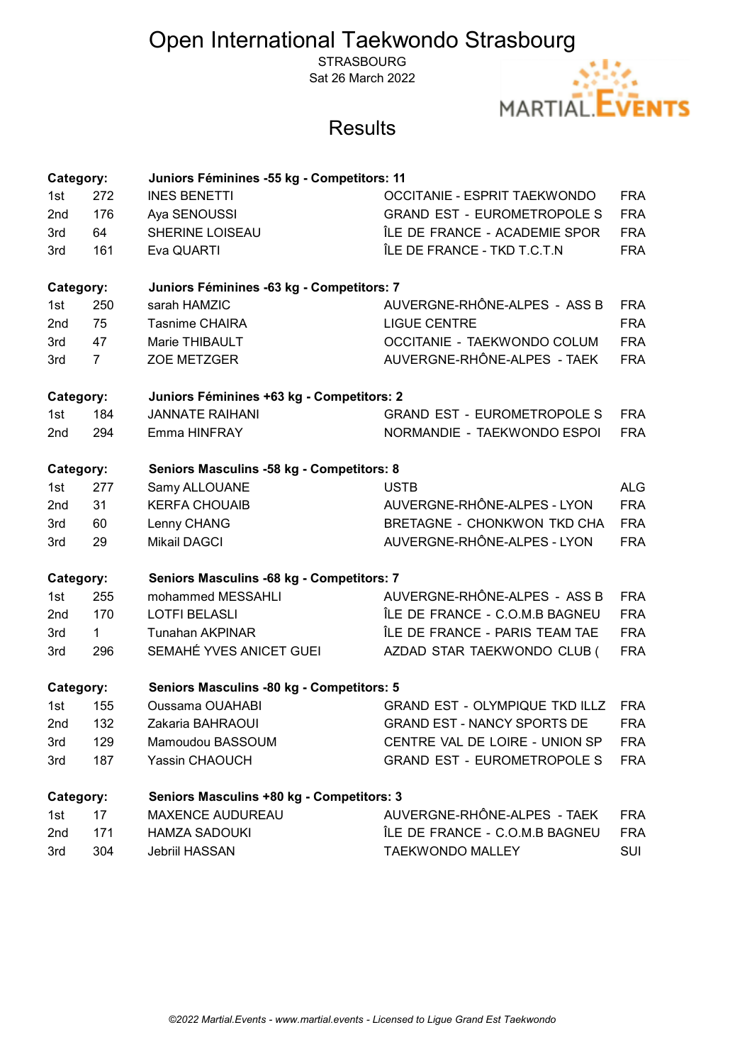# Open International Taekwondo Strasbourg

STRASBOURG
Sat 26 March 2022

MARTIAL.EVENTS

## Results

**Category:** **Juniors Féminines -55 kg - Competitors: 11**

| | | | | |
|---|---|---|---|---|
| 1st | 272 | INES BENETTI | OCCITANIE - ESPRIT TAEKWONDO | FRA |
| 2nd | 176 | Aya SENOUSSI | GRAND EST - EUROMETROPOLE S | FRA |
| 3rd | 64 | SHERINE LOISEAU | ÎLE DE FRANCE - ACADEMIE SPOR | FRA |
| 3rd | 161 | Eva QUARTI | ÎLE DE FRANCE - TKD T.C.T.N | FRA |

**Category:** **Juniors Féminines -63 kg - Competitors: 7**

| | | | | |
|---|---|---|---|---|
| 1st | 250 | sarah HAMZIC | AUVERGNE-RHÔNE-ALPES - ASS B | FRA |
| 2nd | 75 | Tasnime CHAIRA | LIGUE CENTRE | FRA |
| 3rd | 47 | Marie THIBAULT | OCCITANIE - TAEKWONDO COLUM | FRA |
| 3rd | 7 | ZOE METZGER | AUVERGNE-RHÔNE-ALPES - TAEK | FRA |

**Category:** **Juniors Féminines +63 kg - Competitors: 2**

| | | | | |
|---|---|---|---|---|
| 1st | 184 | JANNATE RAIHANI | GRAND EST - EUROMETROPOLE S | FRA |
| 2nd | 294 | Emma HINFRAY | NORMANDIE - TAEKWONDO ESPOI | FRA |

**Category:** **Seniors Masculins -58 kg - Competitors: 8**

| | | | | |
|---|---|---|---|---|
| 1st | 277 | Samy ALLOUANE | USTB | ALG |
| 2nd | 31 | KERFA CHOUAIB | AUVERGNE-RHÔNE-ALPES - LYON | FRA |
| 3rd | 60 | Lenny CHANG | BRETAGNE - CHONKWON TKD CHA | FRA |
| 3rd | 29 | Mikail DAGCI | AUVERGNE-RHÔNE-ALPES - LYON | FRA |

**Category:** **Seniors Masculins -68 kg - Competitors: 7**

| | | | | |
|---|---|---|---|---|
| 1st | 255 | mohammed MESSAHLI | AUVERGNE-RHÔNE-ALPES - ASS B | FRA |
| 2nd | 170 | LOTFI BELASLI | ÎLE DE FRANCE - C.O.M.B BAGNEU | FRA |
| 3rd | 1 | Tunahan AKPINAR | ÎLE DE FRANCE - PARIS TEAM TAE | FRA |
| 3rd | 296 | SEMAHÉ YVES ANICET GUEI | AZDAD STAR TAEKWONDO CLUB ( | FRA |

**Category:** **Seniors Masculins -80 kg - Competitors: 5**

| | | | | |
|---|---|---|---|---|
| 1st | 155 | Oussama OUAHABI | GRAND EST - OLYMPIQUE TKD ILLZ | FRA |
| 2nd | 132 | Zakaria BAHRAOUI | GRAND EST - NANCY SPORTS DE | FRA |
| 3rd | 129 | Mamoudou BASSOUM | CENTRE VAL DE LOIRE - UNION SP | FRA |
| 3rd | 187 | Yassin CHAOUCH | GRAND EST - EUROMETROPOLE S | FRA |

**Category:** **Seniors Masculins +80 kg - Competitors: 3**

| | | | | |
|---|---|---|---|---|
| 1st | 17 | MAXENCE AUDUREAU | AUVERGNE-RHÔNE-ALPES - TAEK | FRA |
| 2nd | 171 | HAMZA SADOUKI | ÎLE DE FRANCE - C.O.M.B BAGNEU | FRA |
| 3rd | 304 | Jebriil HASSAN | TAEKWONDO MALLEY | SUI |

*©2022 Martial.Events - www.martial.events - Licensed to Ligue Grand Est Taekwondo*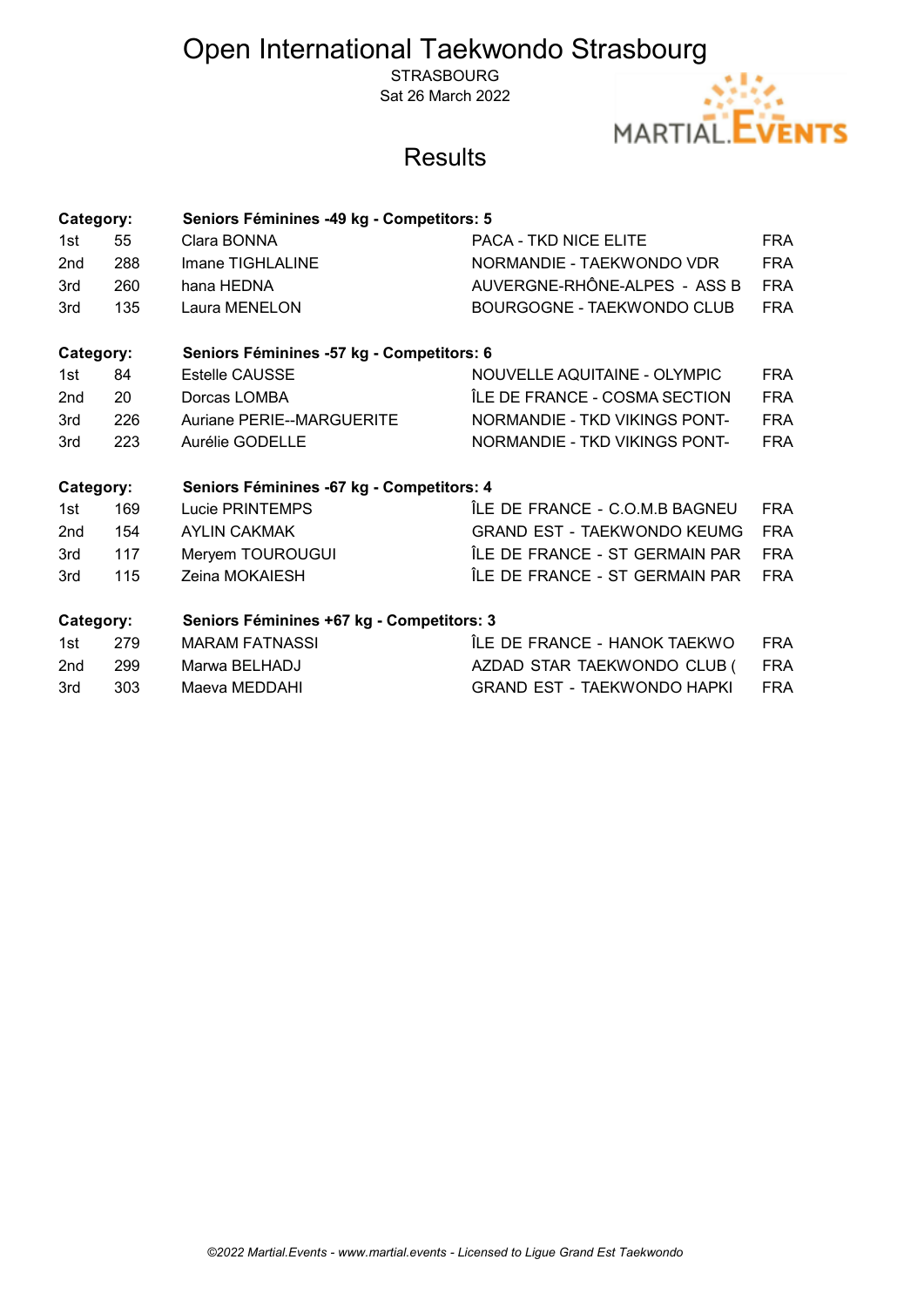# Open International Taekwondo Strasbourg

STRASBOURG

Sat 26 March 2022

## Results

| | | | | |
|---|---|---|---|---|
| **Category:** | | **Seniors Féminines -49 kg - Competitors: 5** | | |
| 1st | 55 | Clara BONNA | PACA - TKD NICE ELITE | FRA |
| 2nd | 288 | Imane TIGHLALINE | NORMANDIE - TAEKWONDO VDR | FRA |
| 3rd | 260 | hana HEDNA | AUVERGNE-RHÔNE-ALPES - ASS B | FRA |
| 3rd | 135 | Laura MENELON | BOURGOGNE - TAEKWONDO CLUB | FRA |
| **Category:** | | **Seniors Féminines -57 kg - Competitors: 6** | | |
| 1st | 84 | Estelle CAUSSE | NOUVELLE AQUITAINE - OLYMPIC | FRA |
| 2nd | 20 | Dorcas LOMBA | ÎLE DE FRANCE - COSMA SECTION | FRA |
| 3rd | 226 | Auriane PERIE--MARGUERITE | NORMANDIE - TKD VIKINGS PONT- | FRA |
| 3rd | 223 | Aurélie GODELLE | NORMANDIE - TKD VIKINGS PONT- | FRA |
| **Category:** | | **Seniors Féminines -67 kg - Competitors: 4** | | |
| 1st | 169 | Lucie PRINTEMPS | ÎLE DE FRANCE - C.O.M.B BAGNEU | FRA |
| 2nd | 154 | AYLIN CAKMAK | GRAND EST - TAEKWONDO KEUMG | FRA |
| 3rd | 117 | Meryem TOUROUGUI | ÎLE DE FRANCE - ST GERMAIN PAR | FRA |
| 3rd | 115 | Zeina MOKAIESH | ÎLE DE FRANCE - ST GERMAIN PAR | FRA |
| **Category:** | | **Seniors Féminines +67 kg - Competitors: 3** | | |
| 1st | 279 | MARAM FATNASSI | ÎLE DE FRANCE - HANOK TAEKWO | FRA |
| 2nd | 299 | Marwa BELHADJ | AZDAD STAR TAEKWONDO CLUB ( | FRA |
| 3rd | 303 | Maeva MEDDAHI | GRAND EST - TAEKWONDO HAPKI | FRA |

*©2022 Martial.Events - www.martial.events - Licensed to Ligue Grand Est Taekwondo*